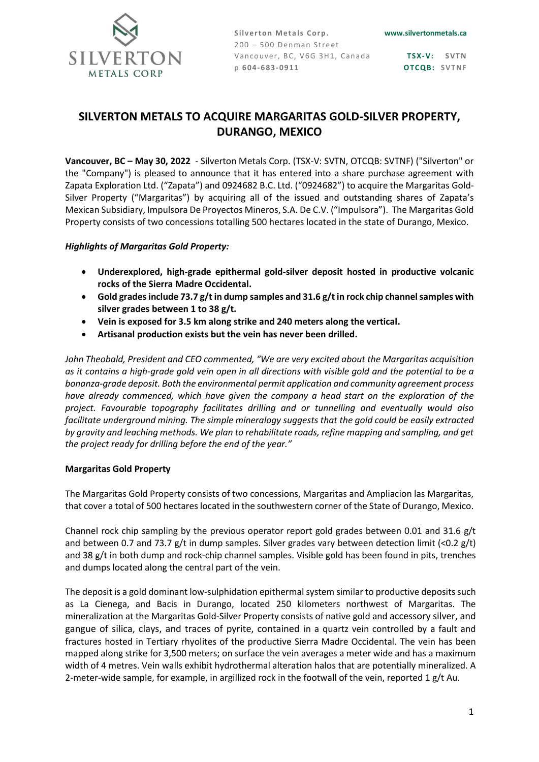Silverton Metals Corp.
200 – 500 Denman Street
Vancouver, BC, V6G 3H1, Canada
p 604-683-0911

www.silvertonmetals.ca

TSX-V: SVTN
OTCQB: SVTNF

# SILVERTON METALS TO ACQUIRE MARGARITAS GOLD-SILVER PROPERTY, DURANGO, MEXICO

**Vancouver, BC – May 30, 2022** - Silverton Metals Corp. (TSX-V: SVTN, OTCQB: SVTNF) ("Silverton" or the "Company") is pleased to announce that it has entered into a share purchase agreement with Zapata Exploration Ltd. ("Zapata") and 0924682 B.C. Ltd. ("0924682") to acquire the Margaritas Gold-Silver Property ("Margaritas") by acquiring all of the issued and outstanding shares of Zapata's Mexican Subsidiary, Impulsora De Proyectos Mineros, S.A. De C.V. ("Impulsora"). The Margaritas Gold Property consists of two concessions totalling 500 hectares located in the state of Durango, Mexico.

***Highlights of Margaritas Gold Property:***

- **Underexplored, high-grade epithermal gold-silver deposit hosted in productive volcanic rocks of the Sierra Madre Occidental.**
- **Gold grades include 73.7 g/t in dump samples and 31.6 g/t in rock chip channel samples with silver grades between 1 to 38 g/t.**
- **Vein is exposed for 3.5 km along strike and 240 meters along the vertical.**
- **Artisanal production exists but the vein has never been drilled.**

*John Theobald, President and CEO commented, "We are very excited about the Margaritas acquisition as it contains a high-grade gold vein open in all directions with visible gold and the potential to be a bonanza-grade deposit. Both the environmental permit application and community agreement process have already commenced, which have given the company a head start on the exploration of the project. Favourable topography facilitates drilling and or tunnelling and eventually would also facilitate underground mining. The simple mineralogy suggests that the gold could be easily extracted by gravity and leaching methods. We plan to rehabilitate roads, refine mapping and sampling, and get the project ready for drilling before the end of the year."*

**Margaritas Gold Property**

The Margaritas Gold Property consists of two concessions, Margaritas and Ampliacion las Margaritas, that cover a total of 500 hectares located in the southwestern corner of the State of Durango, Mexico.

Channel rock chip sampling by the previous operator report gold grades between 0.01 and 31.6 g/t and between 0.7 and 73.7 g/t in dump samples. Silver grades vary between detection limit (<0.2 g/t) and 38 g/t in both dump and rock-chip channel samples. Visible gold has been found in pits, trenches and dumps located along the central part of the vein.

The deposit is a gold dominant low-sulphidation epithermal system similar to productive deposits such as La Cienega, and Bacis in Durango, located 250 kilometers northwest of Margaritas. The mineralization at the Margaritas Gold-Silver Property consists of native gold and accessory silver, and gangue of silica, clays, and traces of pyrite, contained in a quartz vein controlled by a fault and fractures hosted in Tertiary rhyolites of the productive Sierra Madre Occidental. The vein has been mapped along strike for 3,500 meters; on surface the vein averages a meter wide and has a maximum width of 4 metres. Vein walls exhibit hydrothermal alteration halos that are potentially mineralized. A 2-meter-wide sample, for example, in argillized rock in the footwall of the vein, reported 1 g/t Au.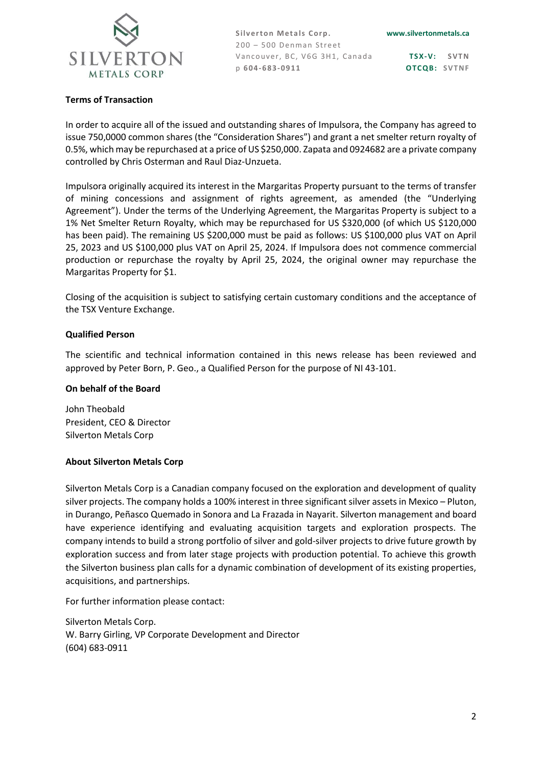**Terms of Transaction**

In order to acquire all of the issued and outstanding shares of Impulsora, the Company has agreed to issue 750,0000 common shares (the "Consideration Shares") and grant a net smelter return royalty of 0.5%, which may be repurchased at a price of US $250,000. Zapata and 0924682 are a private company controlled by Chris Osterman and Raul Diaz-Unzueta.

Impulsora originally acquired its interest in the Margaritas Property pursuant to the terms of transfer of mining concessions and assignment of rights agreement, as amended (the "Underlying Agreement"). Under the terms of the Underlying Agreement, the Margaritas Property is subject to a 1% Net Smelter Return Royalty, which may be repurchased for US $320,000 (of which US $120,000 has been paid). The remaining US $200,000 must be paid as follows: US $100,000 plus VAT on April 25, 2023 and US $100,000 plus VAT on April 25, 2024. If Impulsora does not commence commercial production or repurchase the royalty by April 25, 2024, the original owner may repurchase the Margaritas Property for $1.

Closing of the acquisition is subject to satisfying certain customary conditions and the acceptance of the TSX Venture Exchange.

**Qualified Person**

The scientific and technical information contained in this news release has been reviewed and approved by Peter Born, P. Geo., a Qualified Person for the purpose of NI 43-101.

**On behalf of the Board**

John Theobald
President, CEO & Director
Silverton Metals Corp

**About Silverton Metals Corp**

Silverton Metals Corp is a Canadian company focused on the exploration and development of quality silver projects. The company holds a 100% interest in three significant silver assets in Mexico – Pluton, in Durango, Peñasco Quemado in Sonora and La Frazada in Nayarit. Silverton management and board have experience identifying and evaluating acquisition targets and exploration prospects. The company intends to build a strong portfolio of silver and gold-silver projects to drive future growth by exploration success and from later stage projects with production potential. To achieve this growth the Silverton business plan calls for a dynamic combination of development of its existing properties, acquisitions, and partnerships.

For further information please contact:

Silverton Metals Corp.
W. Barry Girling, VP Corporate Development and Director
(604) 683-0911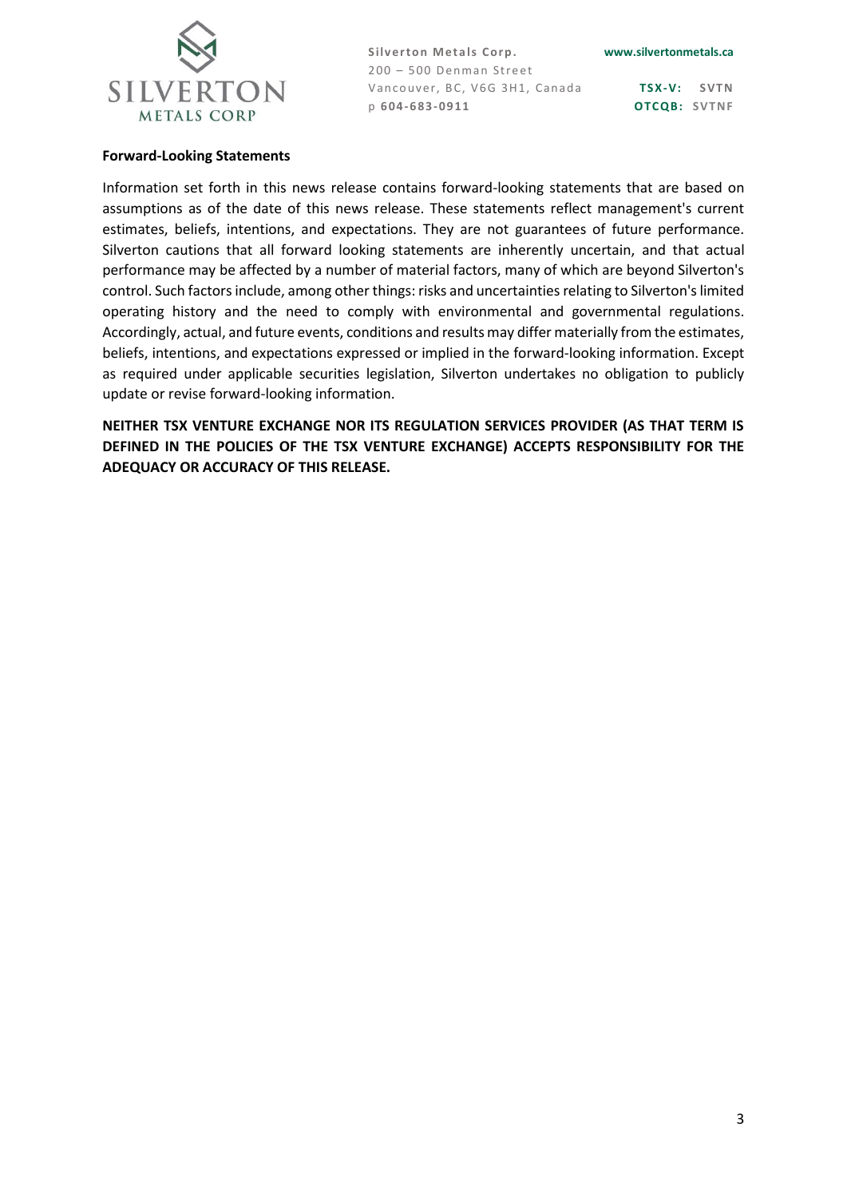**Forward-Looking Statements**

Information set forth in this news release contains forward-looking statements that are based on assumptions as of the date of this news release. These statements reflect management's current estimates, beliefs, intentions, and expectations. They are not guarantees of future performance. Silverton cautions that all forward looking statements are inherently uncertain, and that actual performance may be affected by a number of material factors, many of which are beyond Silverton's control. Such factors include, among other things: risks and uncertainties relating to Silverton's limited operating history and the need to comply with environmental and governmental regulations. Accordingly, actual, and future events, conditions and results may differ materially from the estimates, beliefs, intentions, and expectations expressed or implied in the forward-looking information. Except as required under applicable securities legislation, Silverton undertakes no obligation to publicly update or revise forward-looking information.

**NEITHER TSX VENTURE EXCHANGE NOR ITS REGULATION SERVICES PROVIDER (AS THAT TERM IS DEFINED IN THE POLICIES OF THE TSX VENTURE EXCHANGE) ACCEPTS RESPONSIBILITY FOR THE ADEQUACY OR ACCURACY OF THIS RELEASE.**